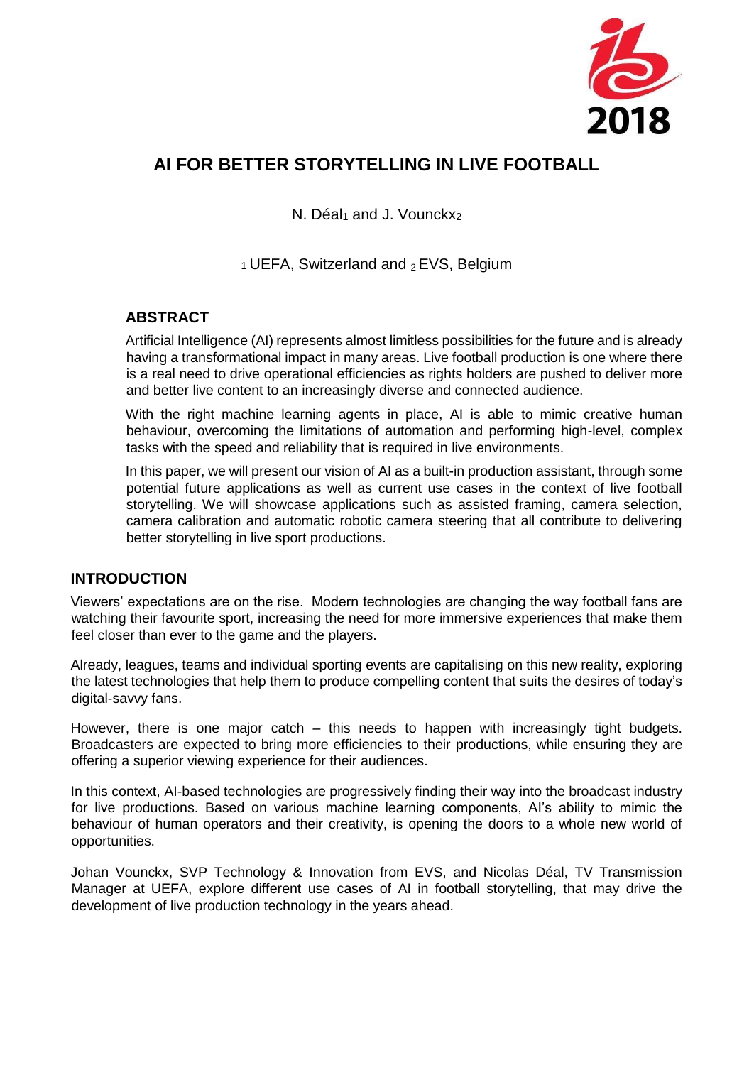# AI FOR BETTER STORYTELLING IN LIVE FOOTBALL

N. Déal[1] and J. Vounckx[2]

[1] UEFA, Switzerland and [2] EVS, Belgium

## ABSTRACT

Artificial Intelligence (AI) represents almost limitless possibilities for the future and is already having a transformational impact in many areas. Live football production is one where there is a real need to drive operational efficiencies as rights holders are pushed to deliver more and better live content to an increasingly diverse and connected audience.

With the right machine learning agents in place, AI is able to mimic creative human behaviour, overcoming the limitations of automation and performing high-level, complex tasks with the speed and reliability that is required in live environments.

In this paper, we will present our vision of AI as a built-in production assistant, through some potential future applications as well as current use cases in the context of live football storytelling. We will showcase applications such as assisted framing, camera selection, camera calibration and automatic robotic camera steering that all contribute to delivering better storytelling in live sport productions.

## INTRODUCTION

Viewers' expectations are on the rise. Modern technologies are changing the way football fans are watching their favourite sport, increasing the need for more immersive experiences that make them feel closer than ever to the game and the players.

Already, leagues, teams and individual sporting events are capitalising on this new reality, exploring the latest technologies that help them to produce compelling content that suits the desires of today's digital-savvy fans.

However, there is one major catch – this needs to happen with increasingly tight budgets. Broadcasters are expected to bring more efficiencies to their productions, while ensuring they are offering a superior viewing experience for their audiences.

In this context, AI-based technologies are progressively finding their way into the broadcast industry for live productions. Based on various machine learning components, AI's ability to mimic the behaviour of human operators and their creativity, is opening the doors to a whole new world of opportunities.

Johan Vounckx, SVP Technology & Innovation from EVS, and Nicolas Déal, TV Transmission Manager at UEFA, explore different use cases of AI in football storytelling, that may drive the development of live production technology in the years ahead.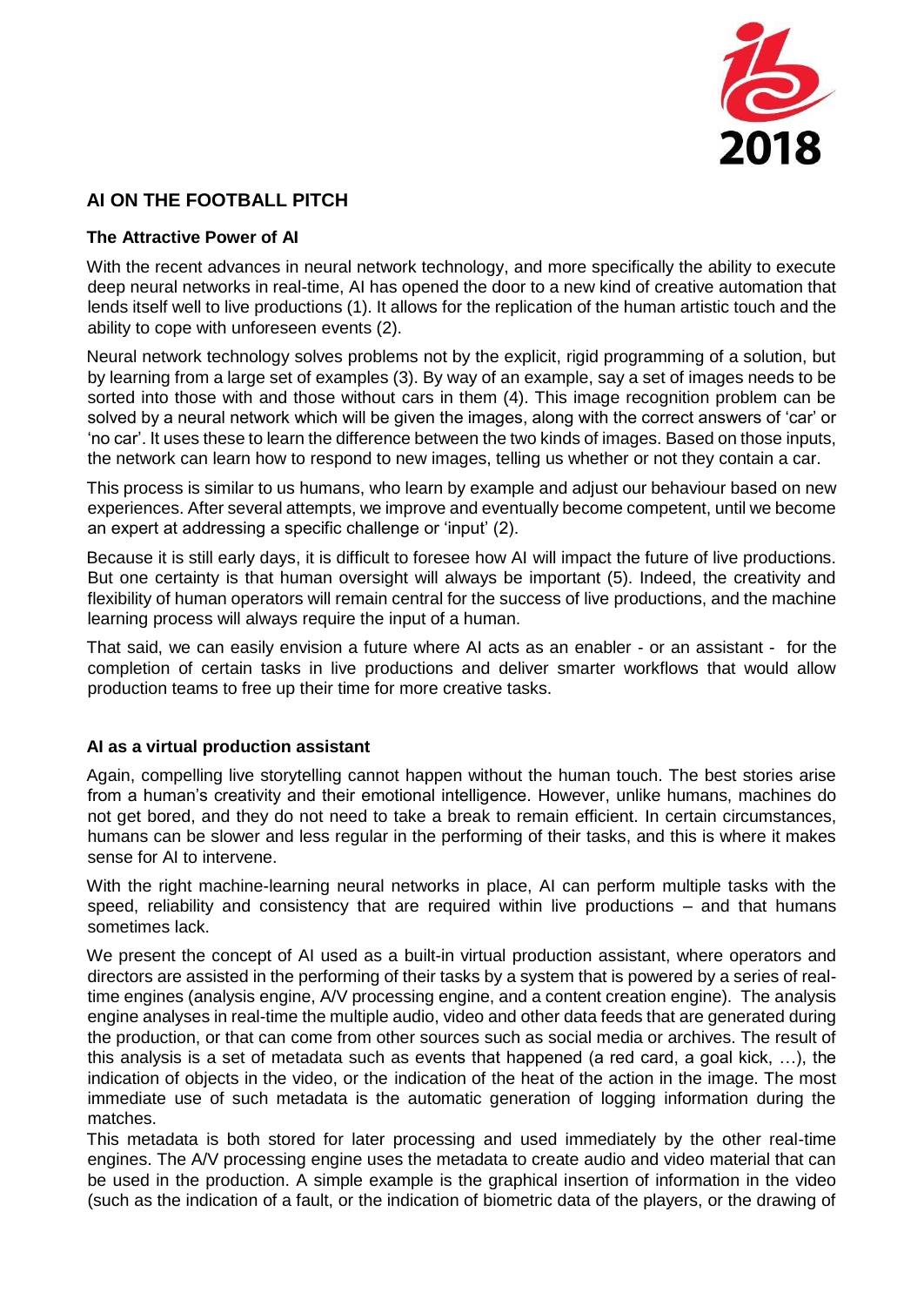## AI ON THE FOOTBALL PITCH

### The Attractive Power of AI

With the recent advances in neural network technology, and more specifically the ability to execute deep neural networks in real-time, AI has opened the door to a new kind of creative automation that lends itself well to live productions (1). It allows for the replication of the human artistic touch and the ability to cope with unforeseen events (2).

Neural network technology solves problems not by the explicit, rigid programming of a solution, but by learning from a large set of examples (3). By way of an example, say a set of images needs to be sorted into those with and those without cars in them (4). This image recognition problem can be solved by a neural network which will be given the images, along with the correct answers of 'car' or 'no car'. It uses these to learn the difference between the two kinds of images. Based on those inputs, the network can learn how to respond to new images, telling us whether or not they contain a car.

This process is similar to us humans, who learn by example and adjust our behaviour based on new experiences. After several attempts, we improve and eventually become competent, until we become an expert at addressing a specific challenge or 'input' (2).

Because it is still early days, it is difficult to foresee how AI will impact the future of live productions. But one certainty is that human oversight will always be important (5). Indeed, the creativity and flexibility of human operators will remain central for the success of live productions, and the machine learning process will always require the input of a human.

That said, we can easily envision a future where AI acts as an enabler - or an assistant - for the completion of certain tasks in live productions and deliver smarter workflows that would allow production teams to free up their time for more creative tasks.

### AI as a virtual production assistant

Again, compelling live storytelling cannot happen without the human touch. The best stories arise from a human's creativity and their emotional intelligence. However, unlike humans, machines do not get bored, and they do not need to take a break to remain efficient. In certain circumstances, humans can be slower and less regular in the performing of their tasks, and this is where it makes sense for AI to intervene.

With the right machine-learning neural networks in place, AI can perform multiple tasks with the speed, reliability and consistency that are required within live productions – and that humans sometimes lack.

We present the concept of AI used as a built-in virtual production assistant, where operators and directors are assisted in the performing of their tasks by a system that is powered by a series of real-time engines (analysis engine, A/V processing engine, and a content creation engine). The analysis engine analyses in real-time the multiple audio, video and other data feeds that are generated during the production, or that can come from other sources such as social media or archives. The result of this analysis is a set of metadata such as events that happened (a red card, a goal kick, …), the indication of objects in the video, or the indication of the heat of the action in the image. The most immediate use of such metadata is the automatic generation of logging information during the matches.

This metadata is both stored for later processing and used immediately by the other real-time engines. The A/V processing engine uses the metadata to create audio and video material that can be used in the production. A simple example is the graphical insertion of information in the video (such as the indication of a fault, or the indication of biometric data of the players, or the drawing of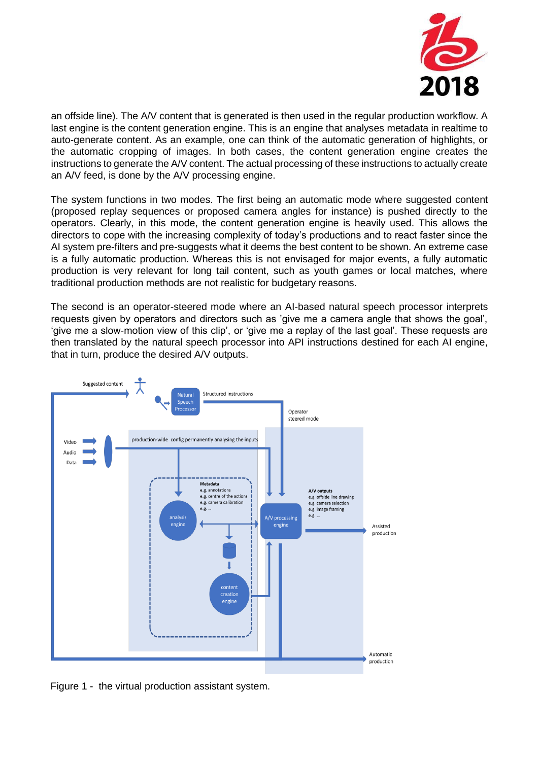an offside line). The A/V content that is generated is then used in the regular production workflow. A last engine is the content generation engine. This is an engine that analyses metadata in realtime to auto-generate content. As an example, one can think of the automatic generation of highlights, or the automatic cropping of images. In both cases, the content generation engine creates the instructions to generate the A/V content. The actual processing of these instructions to actually create an A/V feed, is done by the A/V processing engine.

The system functions in two modes. The first being an automatic mode where suggested content (proposed replay sequences or proposed camera angles for instance) is pushed directly to the operators. Clearly, in this mode, the content generation engine is heavily used. This allows the directors to cope with the increasing complexity of today's productions and to react faster since the AI system pre-filters and pre-suggests what it deems the best content to be shown. An extreme case is a fully automatic production. Whereas this is not envisaged for major events, a fully automatic production is very relevant for long tail content, such as youth games or local matches, where traditional production methods are not realistic for budgetary reasons.

The second is an operator-steered mode where an AI-based natural speech processor interprets requests given by operators and directors such as 'give me a camera angle that shows the goal', 'give me a slow-motion view of this clip', or 'give me a replay of the last goal'. These requests are then translated by the natural speech processor into API instructions destined for each AI engine, that in turn, produce the desired A/V outputs.

Figure 1 - the virtual production assistant system.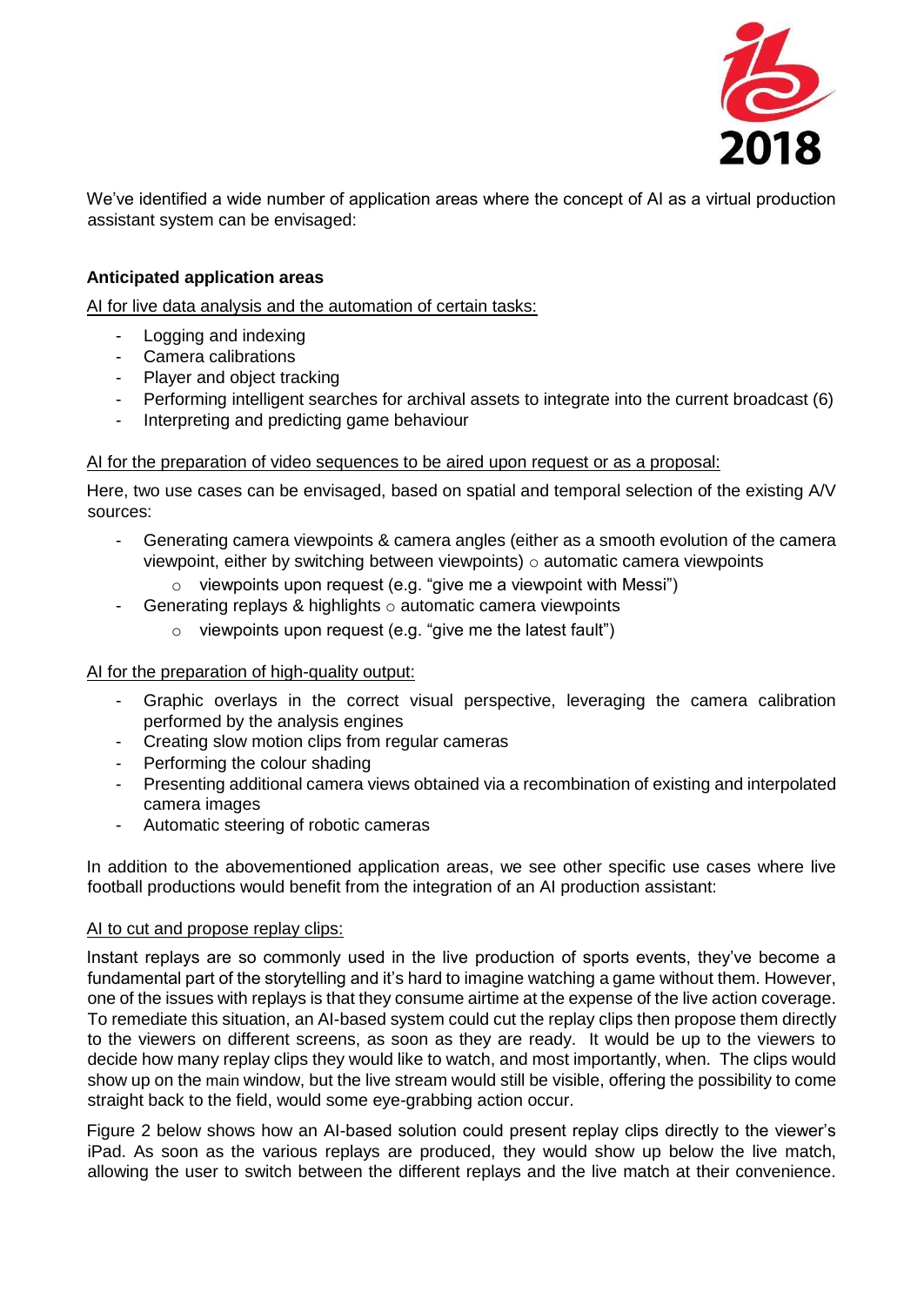We've identified a wide number of application areas where the concept of AI as a virtual production assistant system can be envisaged:

**Anticipated application areas**

AI for live data analysis and the automation of certain tasks:

- Logging and indexing
- Camera calibrations
- Player and object tracking
- Performing intelligent searches for archival assets to integrate into the current broadcast (6)
- Interpreting and predicting game behaviour

AI for the preparation of video sequences to be aired upon request or as a proposal:

Here, two use cases can be envisaged, based on spatial and temporal selection of the existing A/V sources:

- Generating camera viewpoints & camera angles (either as a smooth evolution of the camera viewpoint, either by switching between viewpoints)
    - automatic camera viewpoints
    - viewpoints upon request (e.g. "give me a viewpoint with Messi")
- Generating replays & highlights
    - automatic camera viewpoints
    - viewpoints upon request (e.g. "give me the latest fault")

AI for the preparation of high-quality output:

- Graphic overlays in the correct visual perspective, leveraging the camera calibration performed by the analysis engines
- Creating slow motion clips from regular cameras
- Performing the colour shading
- Presenting additional camera views obtained via a recombination of existing and interpolated camera images
- Automatic steering of robotic cameras

In addition to the abovementioned application areas, we see other specific use cases where live football productions would benefit from the integration of an AI production assistant:

AI to cut and propose replay clips:

Instant replays are so commonly used in the live production of sports events, they've become a fundamental part of the storytelling and it's hard to imagine watching a game without them. However, one of the issues with replays is that they consume airtime at the expense of the live action coverage. To remediate this situation, an AI-based system could cut the replay clips then propose them directly to the viewers on different screens, as soon as they are ready. It would be up to the viewers to decide how many replay clips they would like to watch, and most importantly, when. The clips would show up on the main window, but the live stream would still be visible, offering the possibility to come straight back to the field, would some eye-grabbing action occur.

Figure 2 below shows how an AI-based solution could present replay clips directly to the viewer's iPad. As soon as the various replays are produced, they would show up below the live match, allowing the user to switch between the different replays and the live match at their convenience.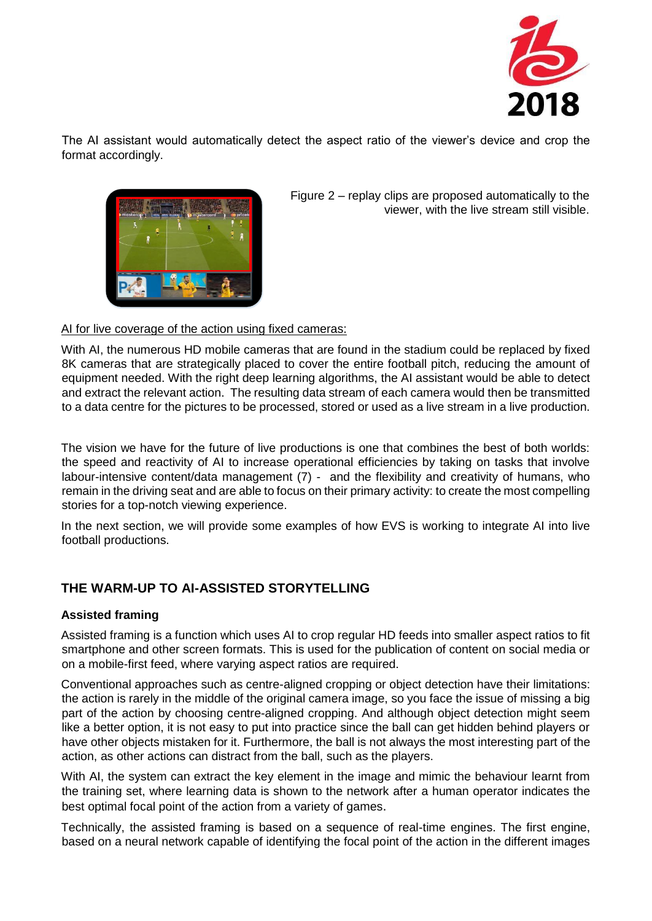The AI assistant would automatically detect the aspect ratio of the viewer's device and crop the format accordingly.

Figure 2 – replay clips are proposed automatically to the viewer, with the live stream still visible.

<u>AI for live coverage of the action using fixed cameras:</u>

With AI, the numerous HD mobile cameras that are found in the stadium could be replaced by fixed 8K cameras that are strategically placed to cover the entire football pitch, reducing the amount of equipment needed. With the right deep learning algorithms, the AI assistant would be able to detect and extract the relevant action. The resulting data stream of each camera would then be transmitted to a data centre for the pictures to be processed, stored or used as a live stream in a live production.

The vision we have for the future of live productions is one that combines the best of both worlds: the speed and reactivity of AI to increase operational efficiencies by taking on tasks that involve labour-intensive content/data management (7) - and the flexibility and creativity of humans, who remain in the driving seat and are able to focus on their primary activity: to create the most compelling stories for a top-notch viewing experience.

In the next section, we will provide some examples of how EVS is working to integrate AI into live football productions.

## THE WARM-UP TO AI-ASSISTED STORYTELLING

### Assisted framing

Assisted framing is a function which uses AI to crop regular HD feeds into smaller aspect ratios to fit smartphone and other screen formats. This is used for the publication of content on social media or on a mobile-first feed, where varying aspect ratios are required.

Conventional approaches such as centre-aligned cropping or object detection have their limitations: the action is rarely in the middle of the original camera image, so you face the issue of missing a big part of the action by choosing centre-aligned cropping. And although object detection might seem like a better option, it is not easy to put into practice since the ball can get hidden behind players or have other objects mistaken for it. Furthermore, the ball is not always the most interesting part of the action, as other actions can distract from the ball, such as the players.

With AI, the system can extract the key element in the image and mimic the behaviour learnt from the training set, where learning data is shown to the network after a human operator indicates the best optimal focal point of the action from a variety of games.

Technically, the assisted framing is based on a sequence of real-time engines. The first engine, based on a neural network capable of identifying the focal point of the action in the different images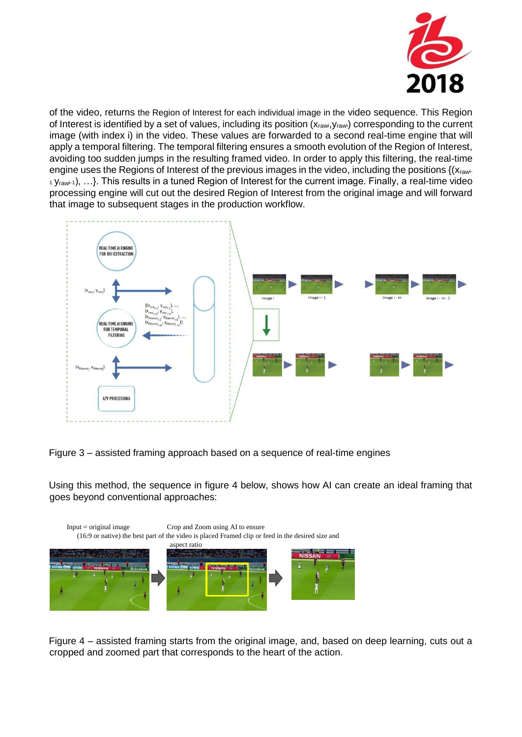of the video, returns the Region of Interest for each individual image in the video sequence. This Region of Interest is identified by a set of values, including its position ($x_{raw_i}$,$y_{raw_i}$) corresponding to the current image (with index i) in the video. These values are forwarded to a second real-time engine that will apply a temporal filtering. The temporal filtering ensures a smooth evolution of the Region of Interest, avoiding too sudden jumps in the resulting framed video. In order to apply this filtering, the real-time engine uses the Regions of Interest of the previous images in the video, including the positions {($x_{raw_{i-1}}$ $y_{raw_{i-1}}$), …}. This results in a tuned Region of Interest for the current image. Finally, a real-time video processing engine will cut out the desired Region of Interest from the original image and will forward that image to subsequent stages in the production workflow.

Figure 3 – assisted framing approach based on a sequence of real-time engines

Using this method, the sequence in figure 4 below, shows how AI can create an ideal framing that goes beyond conventional approaches:

Figure 4 – assisted framing starts from the original image, and, based on deep learning, cuts out a cropped and zoomed part that corresponds to the heart of the action.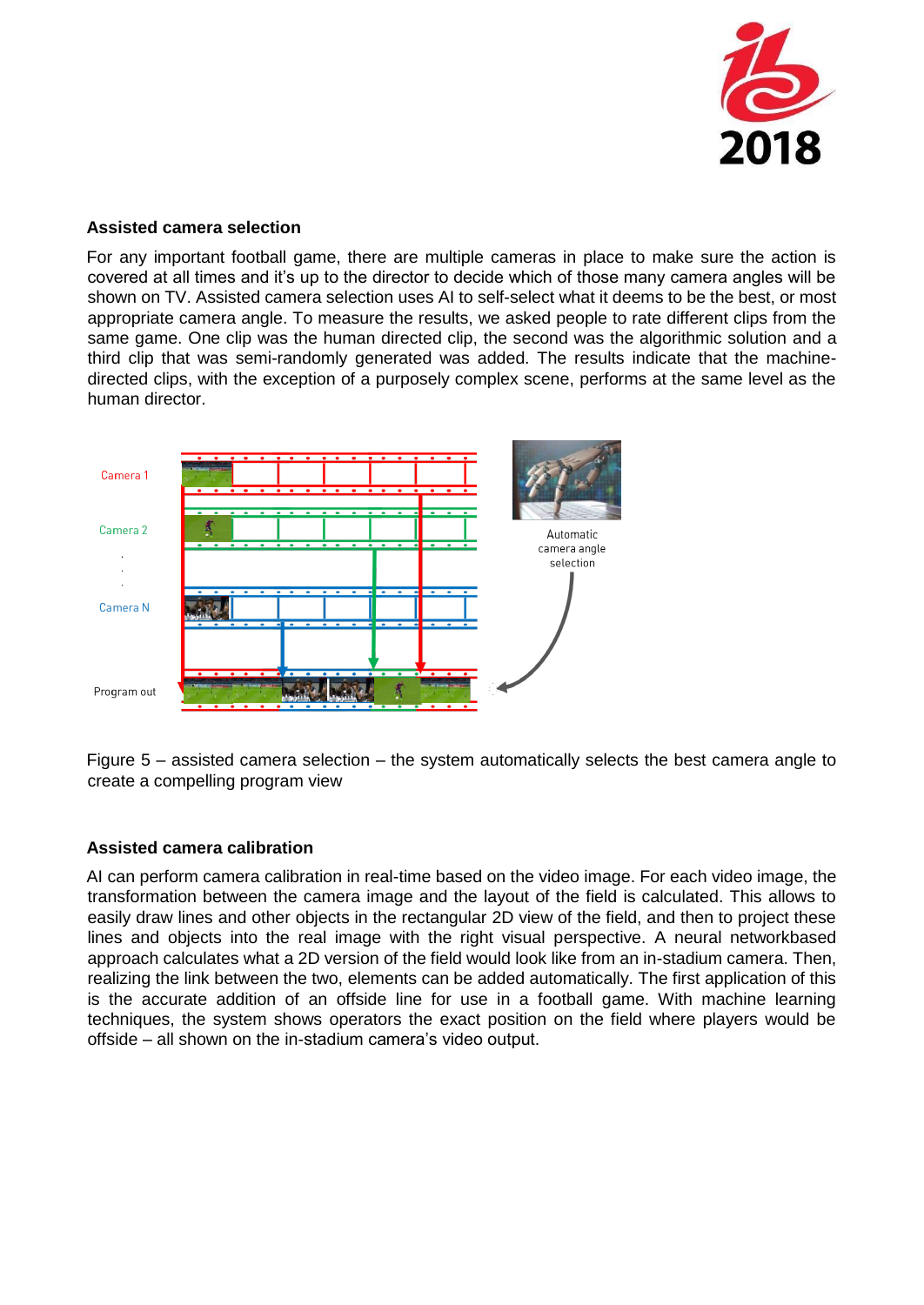### Assisted camera selection

For any important football game, there are multiple cameras in place to make sure the action is covered at all times and it's up to the director to decide which of those many camera angles will be shown on TV. Assisted camera selection uses AI to self-select what it deems to be the best, or most appropriate camera angle. To measure the results, we asked people to rate different clips from the same game. One clip was the human directed clip, the second was the algorithmic solution and a third clip that was semi-randomly generated was added. The results indicate that the machine-directed clips, with the exception of a purposely complex scene, performs at the same level as the human director.

Figure 5 – assisted camera selection – the system automatically selects the best camera angle to create a compelling program view

### Assisted camera calibration

AI can perform camera calibration in real-time based on the video image. For each video image, the transformation between the camera image and the layout of the field is calculated. This allows to easily draw lines and other objects in the rectangular 2D view of the field, and then to project these lines and objects into the real image with the right visual perspective. A neural networkbased approach calculates what a 2D version of the field would look like from an in-stadium camera. Then, realizing the link between the two, elements can be added automatically. The first application of this is the accurate addition of an offside line for use in a football game. With machine learning techniques, the system shows operators the exact position on the field where players would be offside – all shown on the in-stadium camera's video output.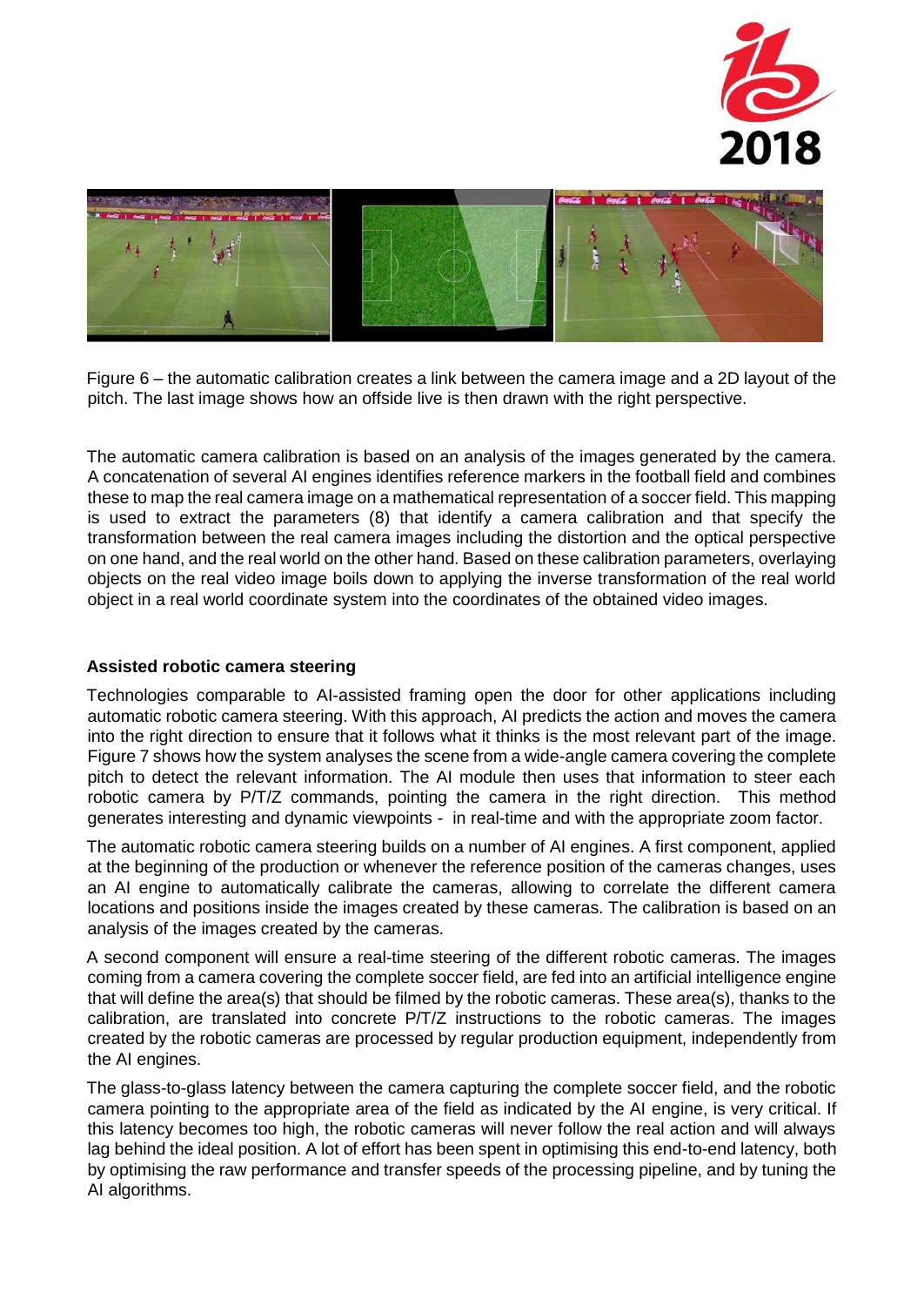Figure 6 – the automatic calibration creates a link between the camera image and a 2D layout of the pitch. The last image shows how an offside live is then drawn with the right perspective.

The automatic camera calibration is based on an analysis of the images generated by the camera. A concatenation of several AI engines identifies reference markers in the football field and combines these to map the real camera image on a mathematical representation of a soccer field. This mapping is used to extract the parameters (8) that identify a camera calibration and that specify the transformation between the real camera images including the distortion and the optical perspective on one hand, and the real world on the other hand. Based on these calibration parameters, overlaying objects on the real video image boils down to applying the inverse transformation of the real world object in a real world coordinate system into the coordinates of the obtained video images.

**Assisted robotic camera steering**

Technologies comparable to AI-assisted framing open the door for other applications including automatic robotic camera steering. With this approach, AI predicts the action and moves the camera into the right direction to ensure that it follows what it thinks is the most relevant part of the image. Figure 7 shows how the system analyses the scene from a wide-angle camera covering the complete pitch to detect the relevant information. The AI module then uses that information to steer each robotic camera by P/T/Z commands, pointing the camera in the right direction. This method generates interesting and dynamic viewpoints - in real-time and with the appropriate zoom factor.

The automatic robotic camera steering builds on a number of AI engines. A first component, applied at the beginning of the production or whenever the reference position of the cameras changes, uses an AI engine to automatically calibrate the cameras, allowing to correlate the different camera locations and positions inside the images created by these cameras. The calibration is based on an analysis of the images created by the cameras.

A second component will ensure a real-time steering of the different robotic cameras. The images coming from a camera covering the complete soccer field, are fed into an artificial intelligence engine that will define the area(s) that should be filmed by the robotic cameras. These area(s), thanks to the calibration, are translated into concrete P/T/Z instructions to the robotic cameras. The images created by the robotic cameras are processed by regular production equipment, independently from the AI engines.

The glass-to-glass latency between the camera capturing the complete soccer field, and the robotic camera pointing to the appropriate area of the field as indicated by the AI engine, is very critical. If this latency becomes too high, the robotic cameras will never follow the real action and will always lag behind the ideal position. A lot of effort has been spent in optimising this end-to-end latency, both by optimising the raw performance and transfer speeds of the processing pipeline, and by tuning the AI algorithms.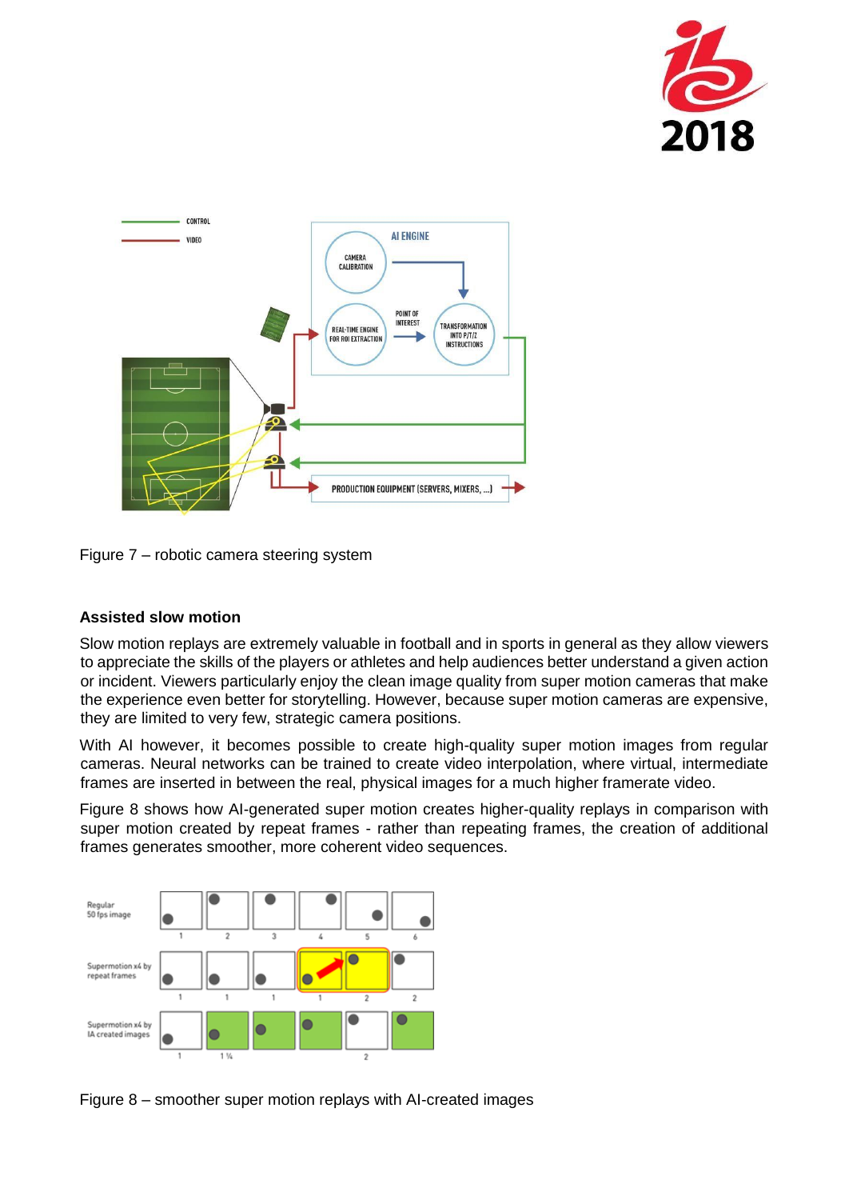Figure 7 – robotic camera steering system

**Assisted slow motion**

Slow motion replays are extremely valuable in football and in sports in general as they allow viewers to appreciate the skills of the players or athletes and help audiences better understand a given action or incident. Viewers particularly enjoy the clean image quality from super motion cameras that make the experience even better for storytelling. However, because super motion cameras are expensive, they are limited to very few, strategic camera positions.

With AI however, it becomes possible to create high-quality super motion images from regular cameras. Neural networks can be trained to create video interpolation, where virtual, intermediate frames are inserted in between the real, physical images for a much higher framerate video.

Figure 8 shows how AI-generated super motion creates higher-quality replays in comparison with super motion created by repeat frames - rather than repeating frames, the creation of additional frames generates smoother, more coherent video sequences.

Figure 8 – smoother super motion replays with AI-created images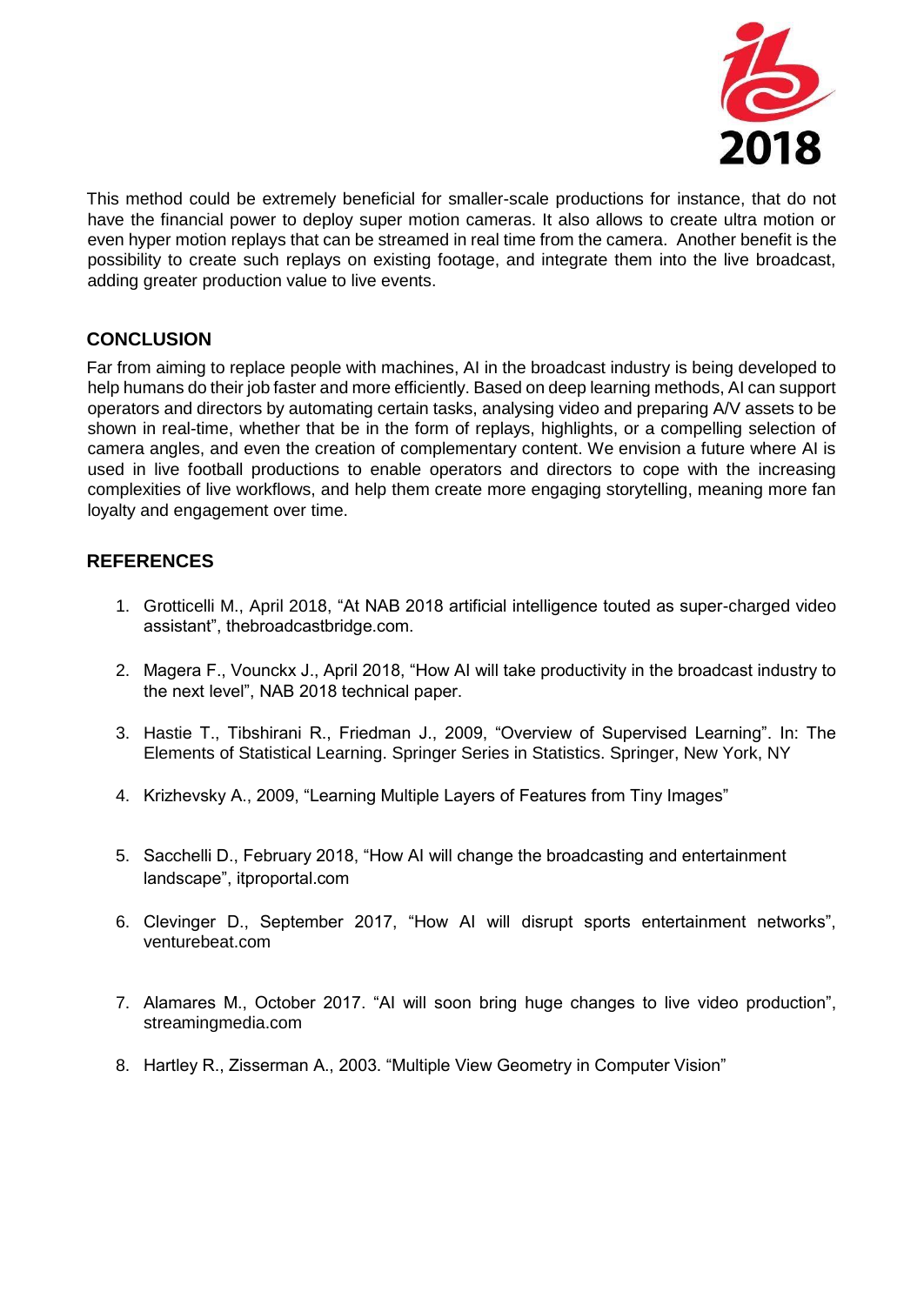This method could be extremely beneficial for smaller-scale productions for instance, that do not have the financial power to deploy super motion cameras. It also allows to create ultra motion or even hyper motion replays that can be streamed in real time from the camera. Another benefit is the possibility to create such replays on existing footage, and integrate them into the live broadcast, adding greater production value to live events.

## CONCLUSION

Far from aiming to replace people with machines, AI in the broadcast industry is being developed to help humans do their job faster and more efficiently. Based on deep learning methods, AI can support operators and directors by automating certain tasks, analysing video and preparing A/V assets to be shown in real-time, whether that be in the form of replays, highlights, or a compelling selection of camera angles, and even the creation of complementary content. We envision a future where AI is used in live football productions to enable operators and directors to cope with the increasing complexities of live workflows, and help them create more engaging storytelling, meaning more fan loyalty and engagement over time.

## REFERENCES

1. Grotticelli M., April 2018, "At NAB 2018 artificial intelligence touted as super-charged video assistant", thebroadcastbridge.com.

2. Magera F., Vounckx J., April 2018, "How AI will take productivity in the broadcast industry to the next level", NAB 2018 technical paper.

3. Hastie T., Tibshirani R., Friedman J., 2009, "Overview of Supervised Learning". In: The Elements of Statistical Learning. Springer Series in Statistics. Springer, New York, NY

4. Krizhevsky A., 2009, "Learning Multiple Layers of Features from Tiny Images"

5. Sacchelli D., February 2018, "How AI will change the broadcasting and entertainment landscape", itproportal.com

6. Clevinger D., September 2017, "How AI will disrupt sports entertainment networks", venturebeat.com

7. Alamares M., October 2017. "AI will soon bring huge changes to live video production", streamingmedia.com

8. Hartley R., Zisserman A., 2003. "Multiple View Geometry in Computer Vision"